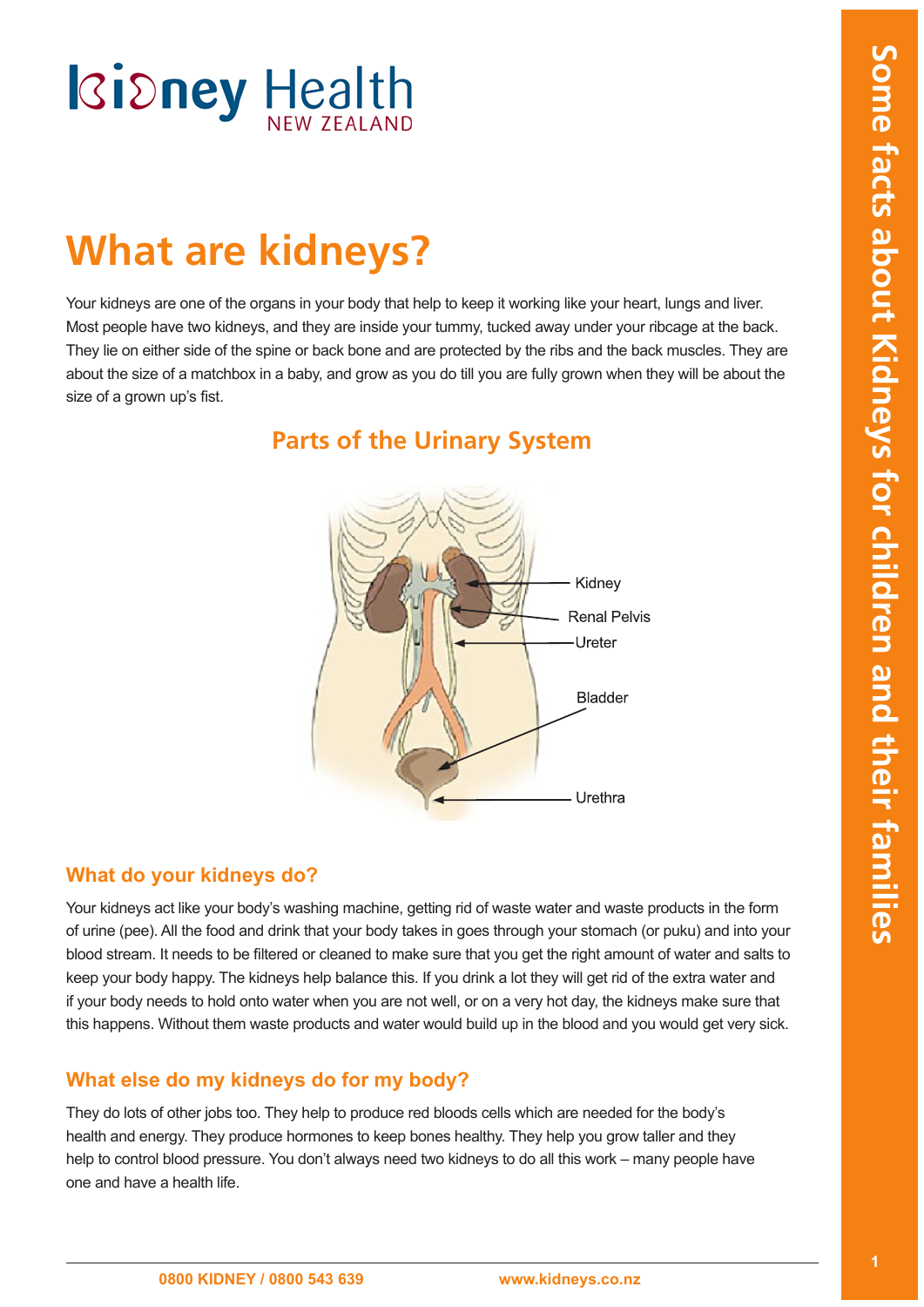Kidney Health NEW ZEALAND

Some facts about Kidneys for children and their families

# What are kidneys?

Your kidneys are one of the organs in your body that help to keep it working like your heart, lungs and liver. Most people have two kidneys, and they are inside your tummy, tucked away under your ribcage at the back. They lie on either side of the spine or back bone and are protected by the ribs and the back muscles. They are about the size of a matchbox in a baby, and grow as you do till you are fully grown when they will be about the size of a grown up's fist.

## Parts of the Urinary System

Kidney
Renal Pelvis
Ureter
Bladder
Urethra

### What do your kidneys do?

Your kidneys act like your body's washing machine, getting rid of waste water and waste products in the form of urine (pee). All the food and drink that your body takes in goes through your stomach (or puku) and into your blood stream. It needs to be filtered or cleaned to make sure that you get the right amount of water and salts to keep your body happy. The kidneys help balance this. If you drink a lot they will get rid of the extra water and if your body needs to hold onto water when you are not well, or on a very hot day, the kidneys make sure that this happens. Without them waste products and water would build up in the blood and you would get very sick.

### What else do my kidneys do for my body?

They do lots of other jobs too. They help to produce red bloods cells which are needed for the body's health and energy. They produce hormones to keep bones healthy. They help you grow taller and they help to control blood pressure. You don't always need two kidneys to do all this work – many people have one and have a health life.

0800 KIDNEY / 0800 543 639 www.kidneys.co.nz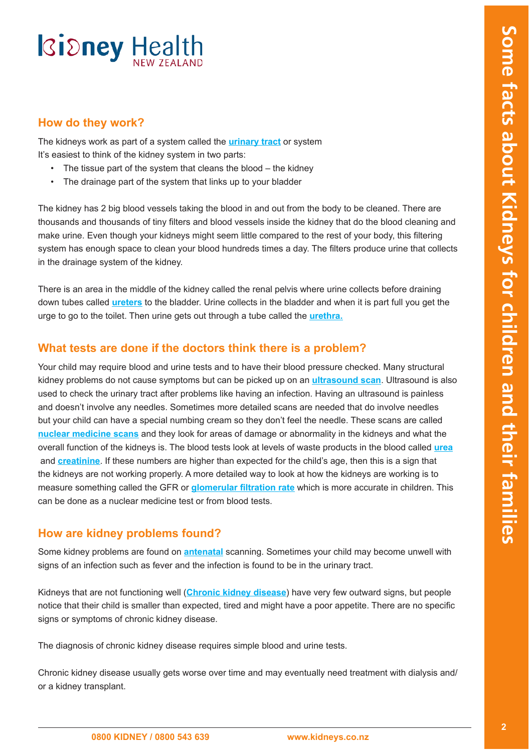## How do they work?

The kidneys work as part of a system called the **urinary tract** or system
It's easiest to think of the kidney system in two parts:

- The tissue part of the system that cleans the blood – the kidney
- The drainage part of the system that links up to your bladder

The kidney has 2 big blood vessels taking the blood in and out from the body to be cleaned. There are thousands and thousands of tiny filters and blood vessels inside the kidney that do the blood cleaning and make urine. Even though your kidneys might seem little compared to the rest of your body, this filtering system has enough space to clean your blood hundreds times a day. The filters produce urine that collects in the drainage system of the kidney.

There is an area in the middle of the kidney called the renal pelvis where urine collects before draining down tubes called **ureters** to the bladder. Urine collects in the bladder and when it is part full you get the urge to go to the toilet. Then urine gets out through a tube called the **urethra.**

## What tests are done if the doctors think there is a problem?

Your child may require blood and urine tests and to have their blood pressure checked. Many structural kidney problems do not cause symptoms but can be picked up on an **ultrasound scan**. Ultrasound is also used to check the urinary tract after problems like having an infection. Having an ultrasound is painless and doesn't involve any needles. Sometimes more detailed scans are needed that do involve needles but your child can have a special numbing cream so they don't feel the needle. These scans are called **nuclear medicine scans** and they look for areas of damage or abnormality in the kidneys and what the overall function of the kidneys is. The blood tests look at levels of waste products in the blood called **urea** and **creatinine**. If these numbers are higher than expected for the child's age, then this is a sign that the kidneys are not working properly. A more detailed way to look at how the kidneys are working is to measure something called the GFR or **glomerular filtration rate** which is more accurate in children. This can be done as a nuclear medicine test or from blood tests.

## How are kidney problems found?

Some kidney problems are found on **antenatal** scanning. Sometimes your child may become unwell with signs of an infection such as fever and the infection is found to be in the urinary tract.

Kidneys that are not functioning well (**Chronic kidney disease**) have very few outward signs, but people notice that their child is smaller than expected, tired and might have a poor appetite. There are no specific signs or symptoms of chronic kidney disease.

The diagnosis of chronic kidney disease requires simple blood and urine tests.

Chronic kidney disease usually gets worse over time and may eventually need treatment with dialysis and/or a kidney transplant.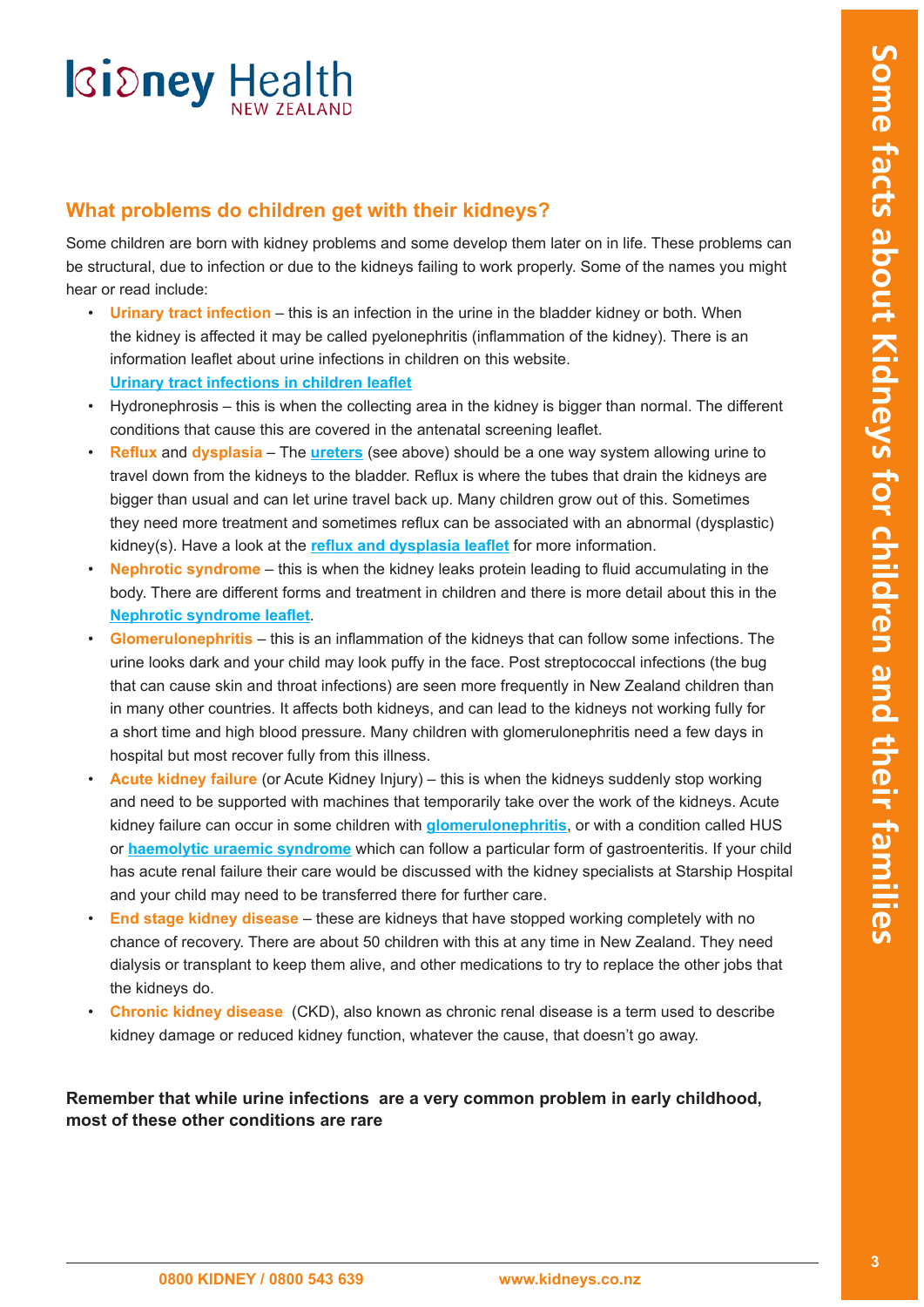## What problems do children get with their kidneys?

Some children are born with kidney problems and some develop them later on in life. These problems can be structural, due to infection or due to the kidneys failing to work properly. Some of the names you might hear or read include:

- **Urinary tract infection** – this is an infection in the urine in the bladder kidney or both. When the kidney is affected it may be called pyelonephritis (inflammation of the kidney). There is an information leaflet about urine infections in children on this website. **Urinary tract infections in children leaflet**
- Hydronephrosis – this is when the collecting area in the kidney is bigger than normal. The different conditions that cause this are covered in the antenatal screening leaflet.
- **Reflux** and **dysplasia** – The **ureters** (see above) should be a one way system allowing urine to travel down from the kidneys to the bladder. Reflux is where the tubes that drain the kidneys are bigger than usual and can let urine travel back up. Many children grow out of this. Sometimes they need more treatment and sometimes reflux can be associated with an abnormal (dysplastic) kidney(s). Have a look at the **reflux and dysplasia leaflet** for more information.
- **Nephrotic syndrome** – this is when the kidney leaks protein leading to fluid accumulating in the body. There are different forms and treatment in children and there is more detail about this in the **Nephrotic syndrome leaflet**.
- **Glomerulonephritis** – this is an inflammation of the kidneys that can follow some infections. The urine looks dark and your child may look puffy in the face. Post streptococcal infections (the bug that can cause skin and throat infections) are seen more frequently in New Zealand children than in many other countries. It affects both kidneys, and can lead to the kidneys not working fully for a short time and high blood pressure. Many children with glomerulonephritis need a few days in hospital but most recover fully from this illness.
- **Acute kidney failure** (or Acute Kidney Injury) – this is when the kidneys suddenly stop working and need to be supported with machines that temporarily take over the work of the kidneys. Acute kidney failure can occur in some children with **glomerulonephritis**, or with a condition called HUS or **haemolytic uraemic syndrome** which can follow a particular form of gastroenteritis. If your child has acute renal failure their care would be discussed with the kidney specialists at Starship Hospital and your child may need to be transferred there for further care.
- **End stage kidney disease** – these are kidneys that have stopped working completely with no chance of recovery. There are about 50 children with this at any time in New Zealand. They need dialysis or transplant to keep them alive, and other medications to try to replace the other jobs that the kidneys do.
- **Chronic kidney disease** (CKD), also known as chronic renal disease is a term used to describe kidney damage or reduced kidney function, whatever the cause, that doesn't go away.

**Remember that while urine infections are a very common problem in early childhood, most of these other conditions are rare**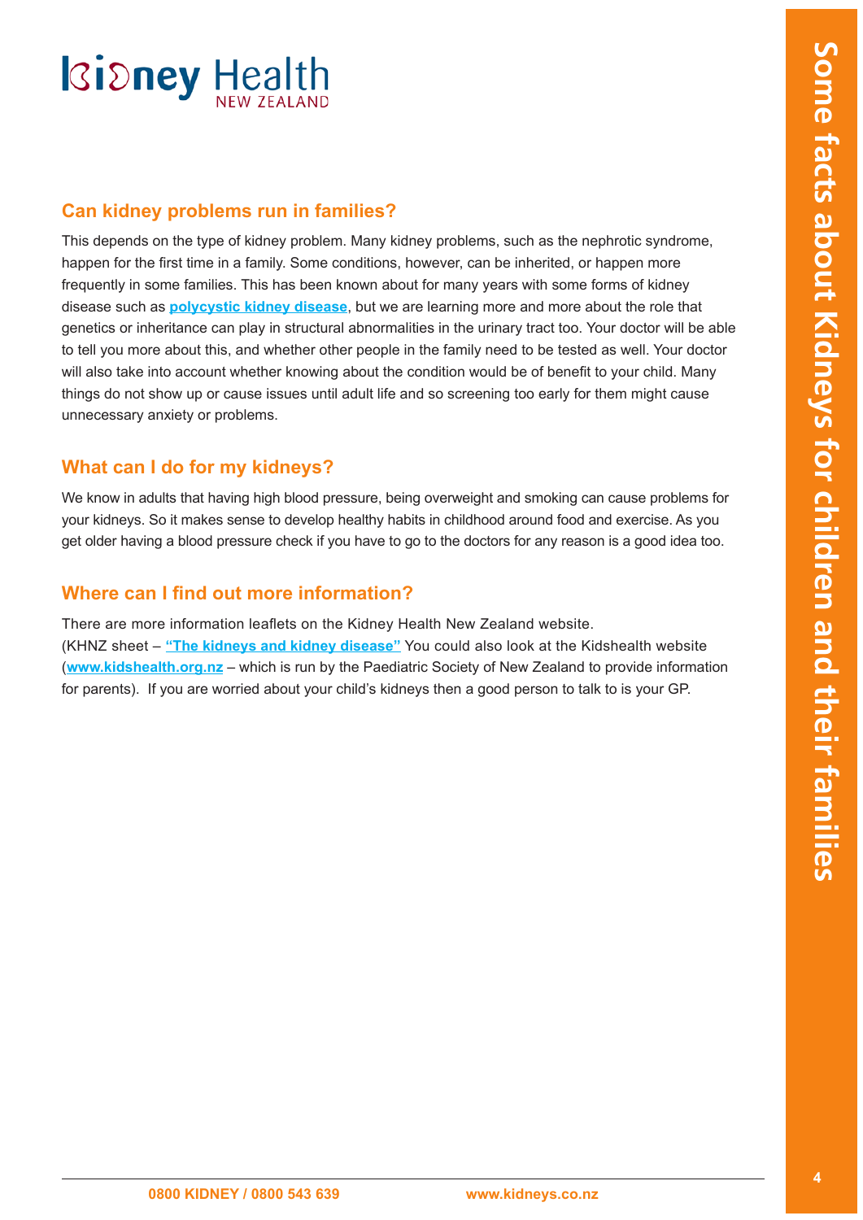## Can kidney problems run in families?

This depends on the type of kidney problem. Many kidney problems, such as the nephrotic syndrome, happen for the first time in a family. Some conditions, however, can be inherited, or happen more frequently in some families. This has been known about for many years with some forms of kidney disease such as **polycystic kidney disease**, but we are learning more and more about the role that genetics or inheritance can play in structural abnormalities in the urinary tract too. Your doctor will be able to tell you more about this, and whether other people in the family need to be tested as well. Your doctor will also take into account whether knowing about the condition would be of benefit to your child. Many things do not show up or cause issues until adult life and so screening too early for them might cause unnecessary anxiety or problems.

## What can I do for my kidneys?

We know in adults that having high blood pressure, being overweight and smoking can cause problems for your kidneys. So it makes sense to develop healthy habits in childhood around food and exercise. As you get older having a blood pressure check if you have to go to the doctors for any reason is a good idea too.

## Where can I find out more information?

There are more information leaflets on the Kidney Health New Zealand website. (KHNZ sheet – **"The kidneys and kidney disease"** You could also look at the Kidshealth website (**www.kidshealth.org.nz** – which is run by the Paediatric Society of New Zealand to provide information for parents). If you are worried about your child's kidneys then a good person to talk to is your GP.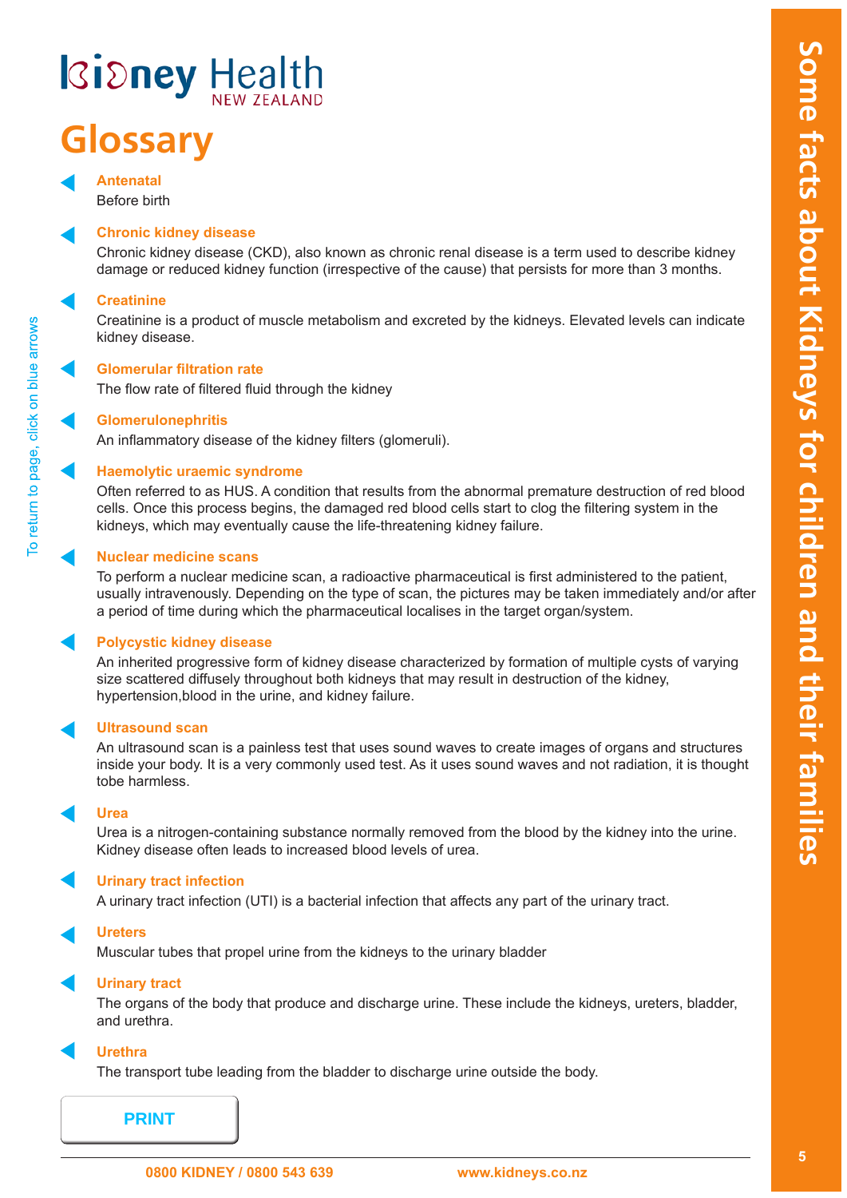# Glossary

**Antenatal**

Before birth

**Chronic kidney disease**

Chronic kidney disease (CKD), also known as chronic renal disease is a term used to describe kidney damage or reduced kidney function (irrespective of the cause) that persists for more than 3 months.

**Creatinine**

Creatinine is a product of muscle metabolism and excreted by the kidneys. Elevated levels can indicate kidney disease.

**Glomerular filtration rate**

The flow rate of filtered fluid through the kidney

**Glomerulonephritis**

An inflammatory disease of the kidney filters (glomeruli).

**Haemolytic uraemic syndrome**

Often referred to as HUS. A condition that results from the abnormal premature destruction of red blood cells. Once this process begins, the damaged red blood cells start to clog the filtering system in the kidneys, which may eventually cause the life-threatening kidney failure.

**Nuclear medicine scans**

To perform a nuclear medicine scan, a radioactive pharmaceutical is first administered to the patient, usually intravenously. Depending on the type of scan, the pictures may be taken immediately and/or after a period of time during which the pharmaceutical localises in the target organ/system.

**Polycystic kidney disease**

An inherited progressive form of kidney disease characterized by formation of multiple cysts of varying size scattered diffusely throughout both kidneys that may result in destruction of the kidney, hypertension,blood in the urine, and kidney failure.

**Ultrasound scan**

An ultrasound scan is a painless test that uses sound waves to create images of organs and structures inside your body. It is a very commonly used test. As it uses sound waves and not radiation, it is thought tobe harmless.

**Urea**

Urea is a nitrogen-containing substance normally removed from the blood by the kidney into the urine. Kidney disease often leads to increased blood levels of urea.

**Urinary tract infection**

A urinary tract infection (UTI) is a bacterial infection that affects any part of the urinary tract.

**Ureters**

Muscular tubes that propel urine from the kidneys to the urinary bladder

**Urinary tract**

The organs of the body that produce and discharge urine. These include the kidneys, ureters, bladder, and urethra.

**Urethra**

The transport tube leading from the bladder to discharge urine outside the body.

PRINT